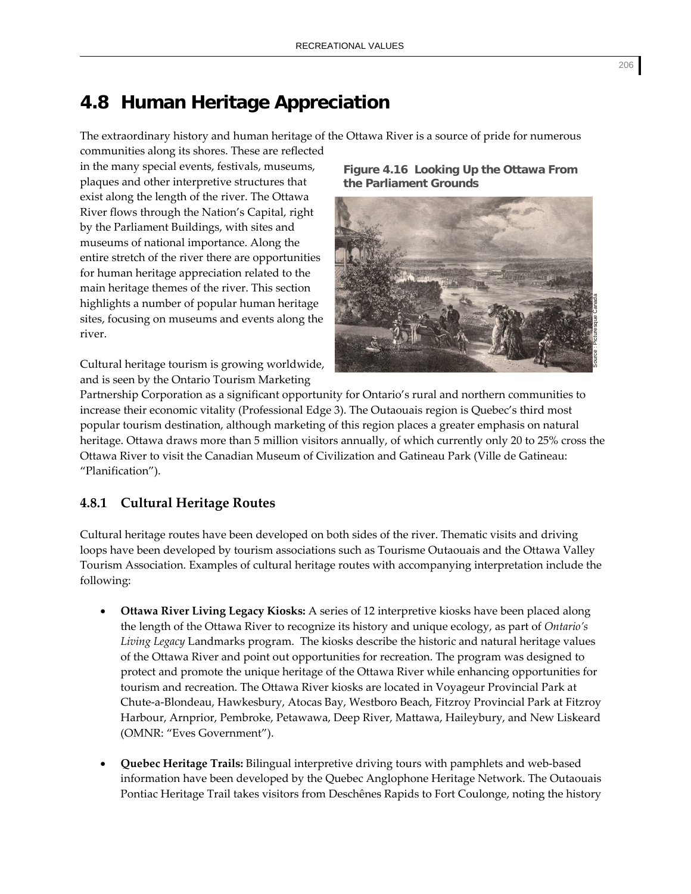# 4.8 Human Heritage Appreciation

The extraordinary history and human heritage of the Ottawa River is a source of pride for numerous communities along its shores. These are reflected in the many special events, festivals, museums, plaques and other interpretive structures that exist along the length of the river. The Ottawa River flows through the Nation's Capital, right by the Parliament Buildings, with sites and museums of national importance. Along the entire stretch of the river there are opportunities for human heritage appreciation related to the main heritage themes of the river. This section highlights a number of popular human heritage sites, focusing on museums and events along the river.

**Figure 4.16 Looking Up the Ottawa From the Parliament Grounds**

Source : Picturesque Canada

Cultural heritage tourism is growing worldwide, and is seen by the Ontario Tourism Marketing Partnership Corporation as a significant opportunity for Ontario's rural and northern communities to increase their economic vitality (Professional Edge 3). The Outaouais region is Quebec's third most popular tourism destination, although marketing of this region places a greater emphasis on natural heritage. Ottawa draws more than 5 million visitors annually, of which currently only 20 to 25% cross the Ottawa River to visit the Canadian Museum of Civilization and Gatineau Park (Ville de Gatineau: "Planification").

## 4.8.1 Cultural Heritage Routes

Cultural heritage routes have been developed on both sides of the river. Thematic visits and driving loops have been developed by tourism associations such as Tourisme Outaouais and the Ottawa Valley Tourism Association. Examples of cultural heritage routes with accompanying interpretation include the following:

- **Ottawa River Living Legacy Kiosks:** A series of 12 interpretive kiosks have been placed along the length of the Ottawa River to recognize its history and unique ecology, as part of *Ontario's Living Legacy* Landmarks program. The kiosks describe the historic and natural heritage values of the Ottawa River and point out opportunities for recreation. The program was designed to protect and promote the unique heritage of the Ottawa River while enhancing opportunities for tourism and recreation. The Ottawa River kiosks are located in Voyageur Provincial Park at Chute-a-Blondeau, Hawkesbury, Atocas Bay, Westboro Beach, Fitzroy Provincial Park at Fitzroy Harbour, Arnprior, Pembroke, Petawawa, Deep River, Mattawa, Haileybury, and New Liskeard (OMNR: "Eves Government").

- **Quebec Heritage Trails:** Bilingual interpretive driving tours with pamphlets and web-based information have been developed by the Quebec Anglophone Heritage Network. The Outaouais Pontiac Heritage Trail takes visitors from Deschênes Rapids to Fort Coulonge, noting the history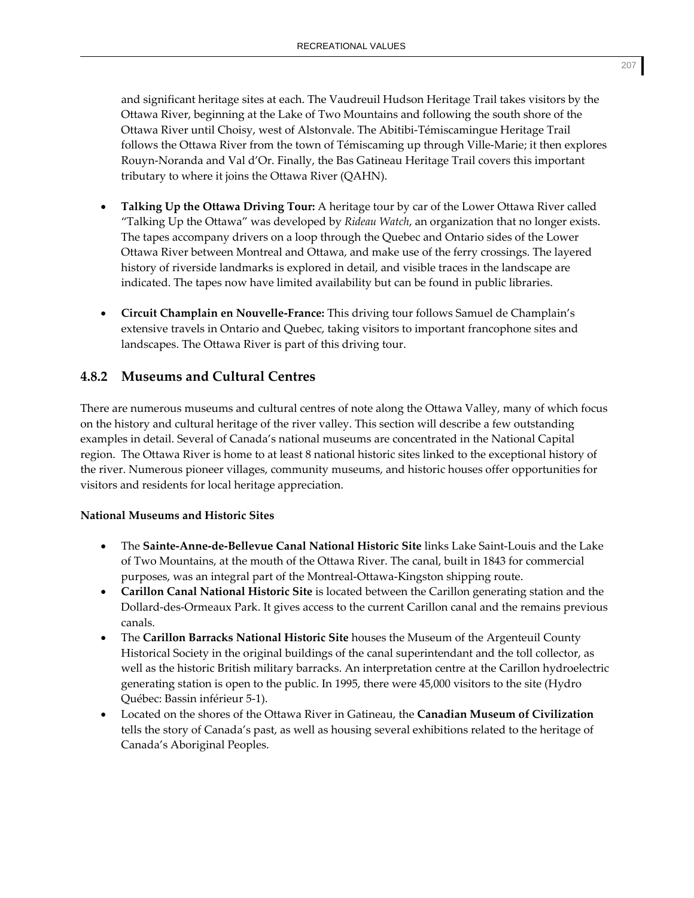and significant heritage sites at each. The Vaudreuil Hudson Heritage Trail takes visitors by the Ottawa River, beginning at the Lake of Two Mountains and following the south shore of the Ottawa River until Choisy, west of Alstonvale. The Abitibi-Témiscamingue Heritage Trail follows the Ottawa River from the town of Témiscaming up through Ville-Marie; it then explores Rouyn-Noranda and Val d'Or. Finally, the Bas Gatineau Heritage Trail covers this important tributary to where it joins the Ottawa River (QAHN).

- **Talking Up the Ottawa Driving Tour:** A heritage tour by car of the Lower Ottawa River called "Talking Up the Ottawa" was developed by *Rideau Watch*, an organization that no longer exists. The tapes accompany drivers on a loop through the Quebec and Ontario sides of the Lower Ottawa River between Montreal and Ottawa, and make use of the ferry crossings. The layered history of riverside landmarks is explored in detail, and visible traces in the landscape are indicated. The tapes now have limited availability but can be found in public libraries.

- **Circuit Champlain en Nouvelle-France:** This driving tour follows Samuel de Champlain's extensive travels in Ontario and Quebec, taking visitors to important francophone sites and landscapes. The Ottawa River is part of this driving tour.

### 4.8.2 Museums and Cultural Centres

There are numerous museums and cultural centres of note along the Ottawa Valley, many of which focus on the history and cultural heritage of the river valley. This section will describe a few outstanding examples in detail. Several of Canada's national museums are concentrated in the National Capital region. The Ottawa River is home to at least 8 national historic sites linked to the exceptional history of the river. Numerous pioneer villages, community museums, and historic houses offer opportunities for visitors and residents for local heritage appreciation.

**National Museums and Historic Sites**

- The **Sainte-Anne-de-Bellevue Canal National Historic Site** links Lake Saint-Louis and the Lake of Two Mountains, at the mouth of the Ottawa River. The canal, built in 1843 for commercial purposes, was an integral part of the Montreal-Ottawa-Kingston shipping route.
- **Carillon Canal National Historic Site** is located between the Carillon generating station and the Dollard-des-Ormeaux Park. It gives access to the current Carillon canal and the remains previous canals.
- The **Carillon Barracks National Historic Site** houses the Museum of the Argenteuil County Historical Society in the original buildings of the canal superintendant and the toll collector, as well as the historic British military barracks. An interpretation centre at the Carillon hydroelectric generating station is open to the public. In 1995, there were 45,000 visitors to the site (Hydro Québec: Bassin inférieur 5-1).
- Located on the shores of the Ottawa River in Gatineau, the **Canadian Museum of Civilization** tells the story of Canada's past, as well as housing several exhibitions related to the heritage of Canada's Aboriginal Peoples.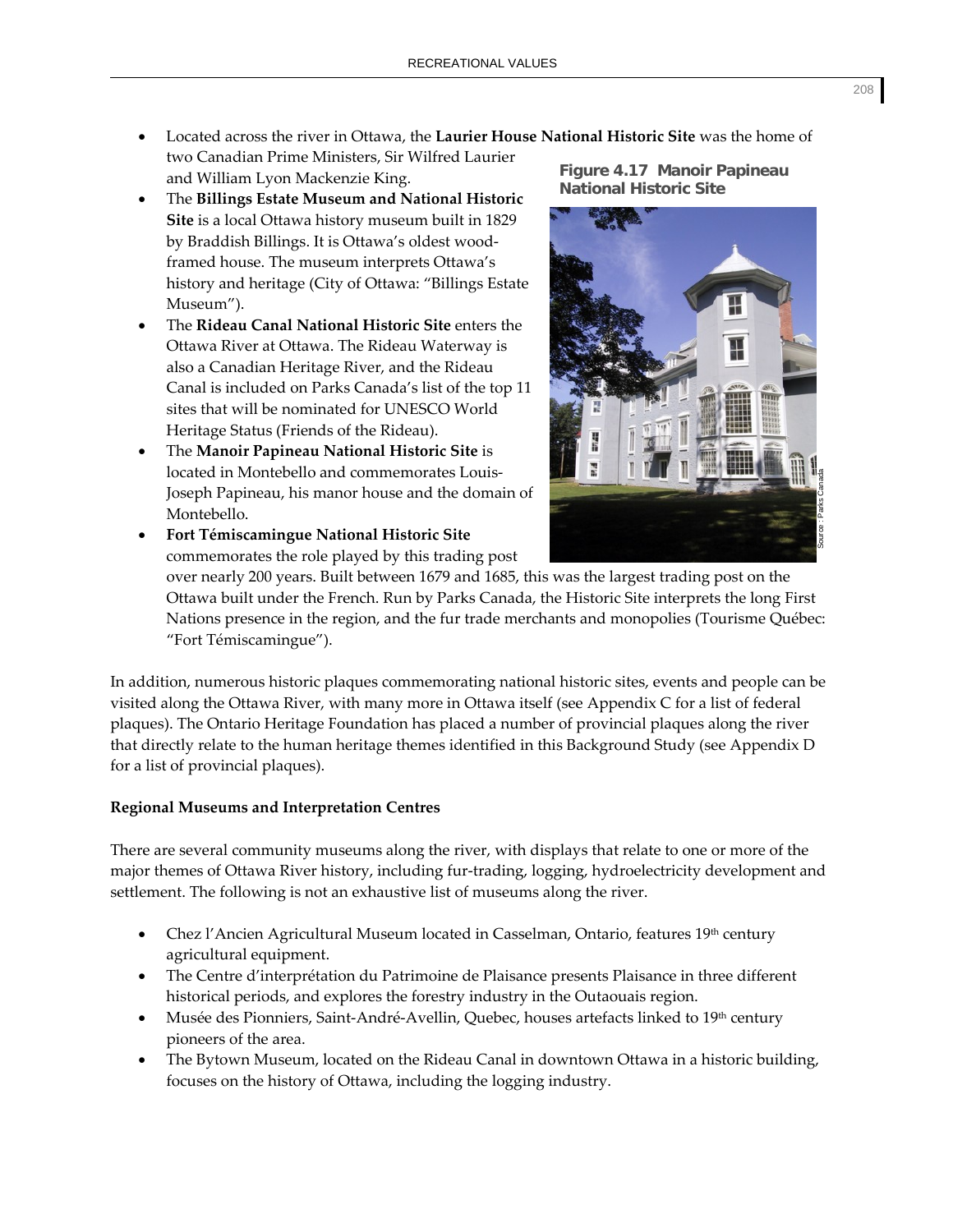- Located across the river in Ottawa, the **Laurier House National Historic Site** was the home of two Canadian Prime Ministers, Sir Wilfred Laurier and William Lyon Mackenzie King.
- The **Billings Estate Museum and National Historic Site** is a local Ottawa history museum built in 1829 by Braddish Billings. It is Ottawa's oldest wood-framed house. The museum interprets Ottawa's history and heritage (City of Ottawa: "Billings Estate Museum").
- The **Rideau Canal National Historic Site** enters the Ottawa River at Ottawa. The Rideau Waterway is also a Canadian Heritage River, and the Rideau Canal is included on Parks Canada's list of the top 11 sites that will be nominated for UNESCO World Heritage Status (Friends of the Rideau).
- The **Manoir Papineau National Historic Site** is located in Montebello and commemorates Louis-Joseph Papineau, his manor house and the domain of Montebello.
- **Fort Témiscamingue National Historic Site** commemorates the role played by this trading post over nearly 200 years. Built between 1679 and 1685, this was the largest trading post on the Ottawa built under the French. Run by Parks Canada, the Historic Site interprets the long First Nations presence in the region, and the fur trade merchants and monopolies (Tourisme Québec: "Fort Témiscamingue").

**Figure 4.17 Manoir Papineau National Historic Site**

Source : Parks Canada

In addition, numerous historic plaques commemorating national historic sites, events and people can be visited along the Ottawa River, with many more in Ottawa itself (see Appendix C for a list of federal plaques). The Ontario Heritage Foundation has placed a number of provincial plaques along the river that directly relate to the human heritage themes identified in this Background Study (see Appendix D for a list of provincial plaques).

**Regional Museums and Interpretation Centres**

There are several community museums along the river, with displays that relate to one or more of the major themes of Ottawa River history, including fur-trading, logging, hydroelectricity development and settlement. The following is not an exhaustive list of museums along the river.

- Chez l'Ancien Agricultural Museum located in Casselman, Ontario, features 19th century agricultural equipment.
- The Centre d'interprétation du Patrimoine de Plaisance presents Plaisance in three different historical periods, and explores the forestry industry in the Outaouais region.
- Musée des Pionniers, Saint-André-Avellin, Quebec, houses artefacts linked to 19th century pioneers of the area.
- The Bytown Museum, located on the Rideau Canal in downtown Ottawa in a historic building, focuses on the history of Ottawa, including the logging industry.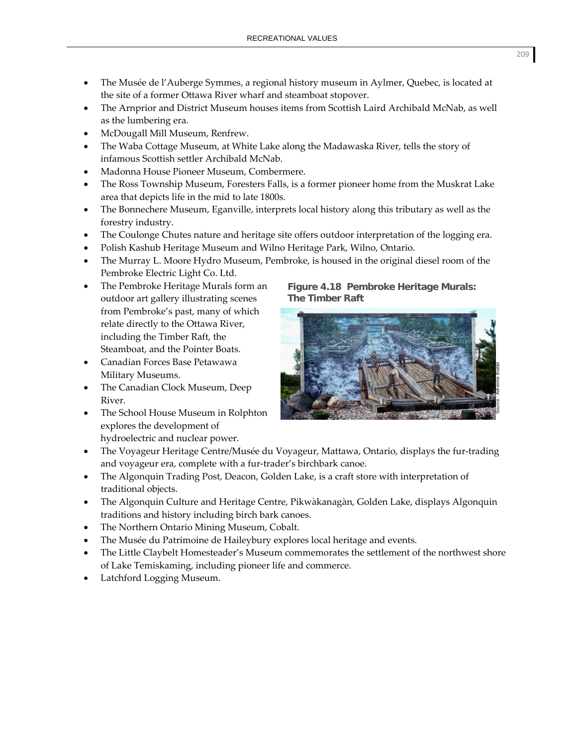- The Musée de l'Auberge Symmes, a regional history museum in Aylmer, Quebec, is located at the site of a former Ottawa River wharf and steamboat stopover.
- The Arnprior and District Museum houses items from Scottish Laird Archibald McNab, as well as the lumbering era.
- McDougall Mill Museum, Renfrew.
- The Waba Cottage Museum, at White Lake along the Madawaska River, tells the story of infamous Scottish settler Archibald McNab.
- Madonna House Pioneer Museum, Combermere.
- The Ross Township Museum, Foresters Falls, is a former pioneer home from the Muskrat Lake area that depicts life in the mid to late 1800s.
- The Bonnechere Museum, Eganville, interprets local history along this tributary as well as the forestry industry.
- The Coulonge Chutes nature and heritage site offers outdoor interpretation of the logging era.
- Polish Kashub Heritage Museum and Wilno Heritage Park, Wilno, Ontario.
- The Murray L. Moore Hydro Museum, Pembroke, is housed in the original diesel room of the Pembroke Electric Light Co. Ltd.
- The Pembroke Heritage Murals form an outdoor art gallery illustrating scenes from Pembroke's past, many of which relate directly to the Ottawa River, including the Timber Raft, the Steamboat, and the Pointer Boats.
- Canadian Forces Base Petawawa Military Museums.
- The Canadian Clock Museum, Deep River.
- The School House Museum in Rolphton explores the development of hydroelectric and nuclear power.
- The Voyageur Heritage Centre/Musée du Voyageur, Mattawa, Ontario, displays the fur-trading and voyageur era, complete with a fur-trader's birchbark canoe.
- The Algonquin Trading Post, Deacon, Golden Lake, is a craft store with interpretation of traditional objects.
- The Algonquin Culture and Heritage Centre, Pikwàkanagàn, Golden Lake, displays Algonquin traditions and history including birch bark canoes.
- The Northern Ontario Mining Museum, Cobalt.
- The Musée du Patrimoine de Haileybury explores local heritage and events.
- The Little Claybelt Homesteader's Museum commemorates the settlement of the northwest shore of Lake Temiskaming, including pioneer life and commerce.
- Latchford Logging Museum.

**Figure 4.18 Pembroke Heritage Murals: The Timber Raft**

Source : Adrienne Blattel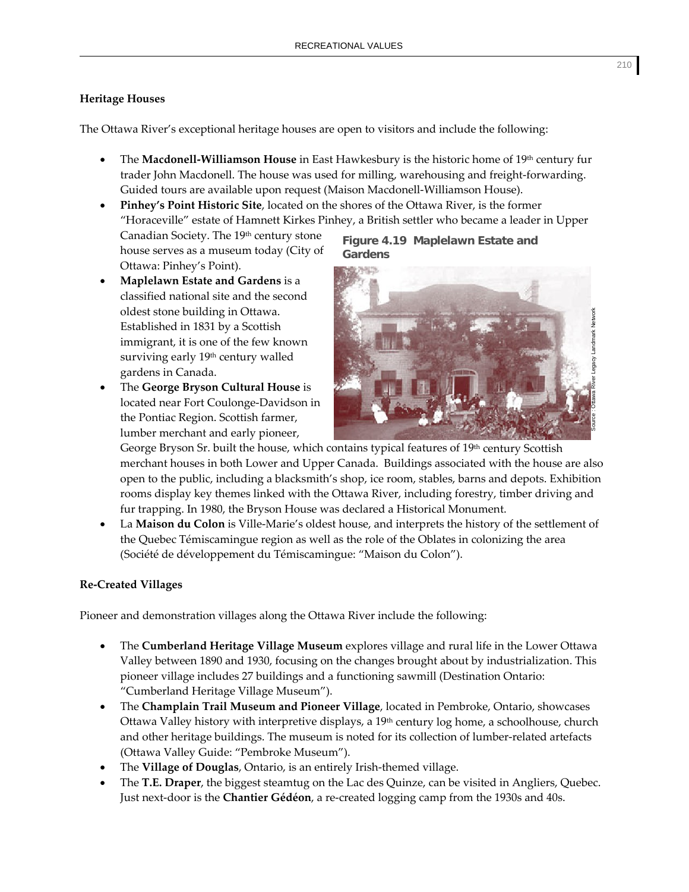**Heritage Houses**

The Ottawa River's exceptional heritage houses are open to visitors and include the following:

- The **Macdonell-Williamson House** in East Hawkesbury is the historic home of 19th century fur trader John Macdonell. The house was used for milling, warehousing and freight-forwarding. Guided tours are available upon request (Maison Macdonell-Williamson House).
- **Pinhey's Point Historic Site**, located on the shores of the Ottawa River, is the former "Horaceville" estate of Hamnett Kirkes Pinhey, a British settler who became a leader in Upper Canadian Society. The 19th century stone house serves as a museum today (City of Ottawa: Pinhey's Point).
- **Maplelawn Estate and Gardens** is a classified national site and the second oldest stone building in Ottawa. Established in 1831 by a Scottish immigrant, it is one of the few known surviving early 19th century walled gardens in Canada.
- The **George Bryson Cultural House** is located near Fort Coulonge-Davidson in the Pontiac Region. Scottish farmer, lumber merchant and early pioneer, George Bryson Sr. built the house, which contains typical features of 19th century Scottish merchant houses in both Lower and Upper Canada. Buildings associated with the house are also open to the public, including a blacksmith's shop, ice room, stables, barns and depots. Exhibition rooms display key themes linked with the Ottawa River, including forestry, timber driving and fur trapping. In 1980, the Bryson House was declared a Historical Monument.
- La **Maison du Colon** is Ville-Marie's oldest house, and interprets the history of the settlement of the Quebec Témiscamingue region as well as the role of the Oblates in colonizing the area (Société de développement du Témiscamingue: "Maison du Colon").

**Figure 4.19 Maplelawn Estate and Gardens**

Source : Ottawa River Legacy Landmark Network

**Re-Created Villages**

Pioneer and demonstration villages along the Ottawa River include the following:

- The **Cumberland Heritage Village Museum** explores village and rural life in the Lower Ottawa Valley between 1890 and 1930, focusing on the changes brought about by industrialization. This pioneer village includes 27 buildings and a functioning sawmill (Destination Ontario: "Cumberland Heritage Village Museum").
- The **Champlain Trail Museum and Pioneer Village**, located in Pembroke, Ontario, showcases Ottawa Valley history with interpretive displays, a 19th century log home, a schoolhouse, church and other heritage buildings. The museum is noted for its collection of lumber-related artefacts (Ottawa Valley Guide: "Pembroke Museum").
- The **Village of Douglas**, Ontario, is an entirely Irish-themed village.
- The **T.E. Draper**, the biggest steamtug on the Lac des Quinze, can be visited in Angliers, Quebec. Just next-door is the **Chantier Gédéon**, a re-created logging camp from the 1930s and 40s.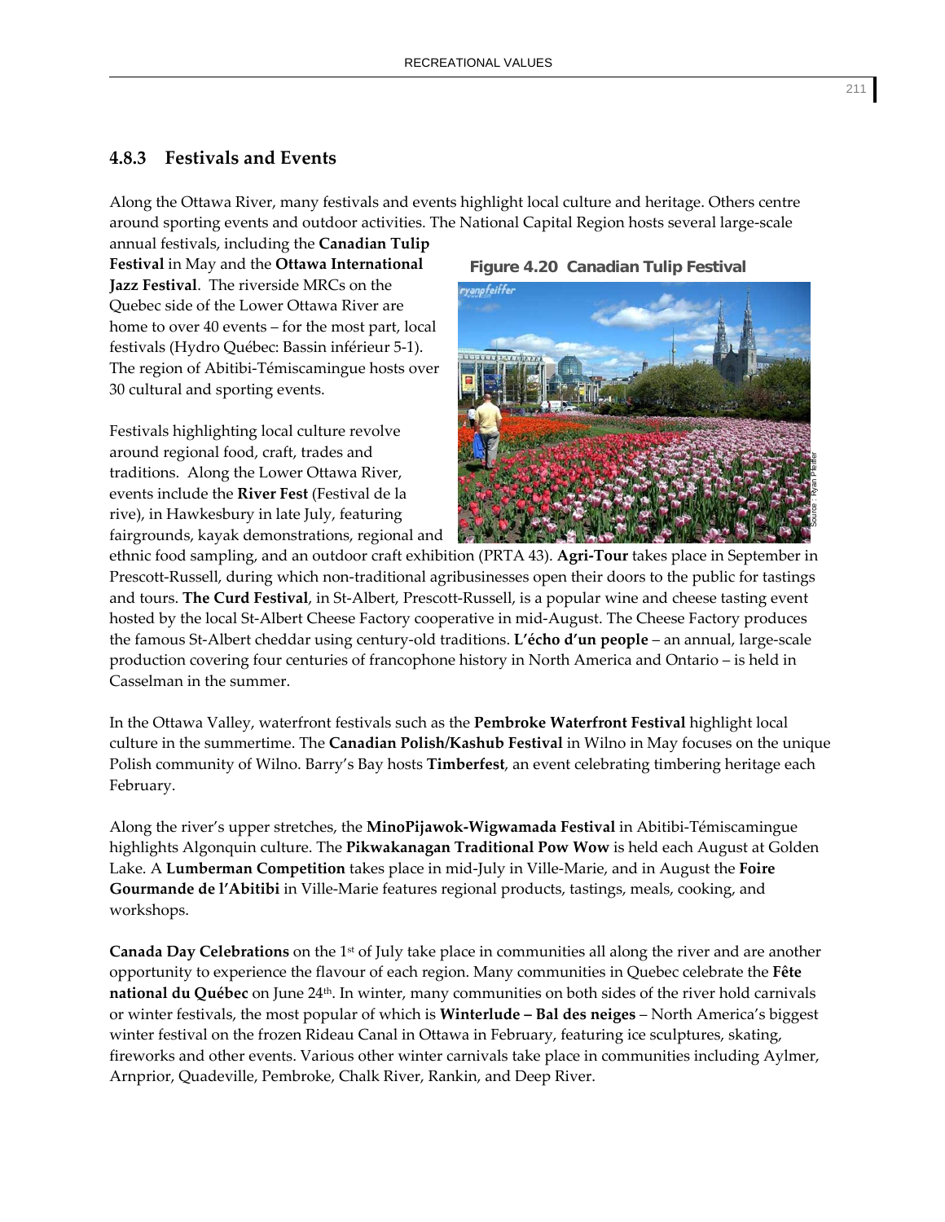### 4.8.3 Festivals and Events

Along the Ottawa River, many festivals and events highlight local culture and heritage. Others centre around sporting events and outdoor activities. The National Capital Region hosts several large-scale annual festivals, including the **Canadian Tulip Festival** in May and the **Ottawa International Jazz Festival**. The riverside MRCs on the Quebec side of the Lower Ottawa River are home to over 40 events – for the most part, local festivals (Hydro Québec: Bassin inférieur 5-1). The region of Abitibi-Témiscamingue hosts over 30 cultural and sporting events.

**Figure 4.20 Canadian Tulip Festival**

Source : Ryan Pfeiffer

Festivals highlighting local culture revolve around regional food, craft, trades and traditions. Along the Lower Ottawa River, events include the **River Fest** (Festival de la rive), in Hawkesbury in late July, featuring fairgrounds, kayak demonstrations, regional and ethnic food sampling, and an outdoor craft exhibition (PRTA 43). **Agri-Tour** takes place in September in Prescott-Russell, during which non-traditional agribusinesses open their doors to the public for tastings and tours. **The Curd Festival**, in St-Albert, Prescott-Russell, is a popular wine and cheese tasting event hosted by the local St-Albert Cheese Factory cooperative in mid-August. The Cheese Factory produces the famous St-Albert cheddar using century-old traditions. **L'écho d'un people** – an annual, large-scale production covering four centuries of francophone history in North America and Ontario – is held in Casselman in the summer.

In the Ottawa Valley, waterfront festivals such as the **Pembroke Waterfront Festival** highlight local culture in the summertime. The **Canadian Polish/Kashub Festival** in Wilno in May focuses on the unique Polish community of Wilno. Barry's Bay hosts **Timberfest**, an event celebrating timbering heritage each February.

Along the river's upper stretches, the **MinoPijawok-Wigwamada Festival** in Abitibi-Témiscamingue highlights Algonquin culture. The **Pikwakanagan Traditional Pow Wow** is held each August at Golden Lake. A **Lumberman Competition** takes place in mid-July in Ville-Marie, and in August the **Foire Gourmande de l'Abitibi** in Ville-Marie features regional products, tastings, meals, cooking, and workshops.

**Canada Day Celebrations** on the 1st of July take place in communities all along the river and are another opportunity to experience the flavour of each region. Many communities in Quebec celebrate the **Fête national du Québec** on June 24th. In winter, many communities on both sides of the river hold carnivals or winter festivals, the most popular of which is **Winterlude – Bal des neiges** – North America's biggest winter festival on the frozen Rideau Canal in Ottawa in February, featuring ice sculptures, skating, fireworks and other events. Various other winter carnivals take place in communities including Aylmer, Arnprior, Quadeville, Pembroke, Chalk River, Rankin, and Deep River.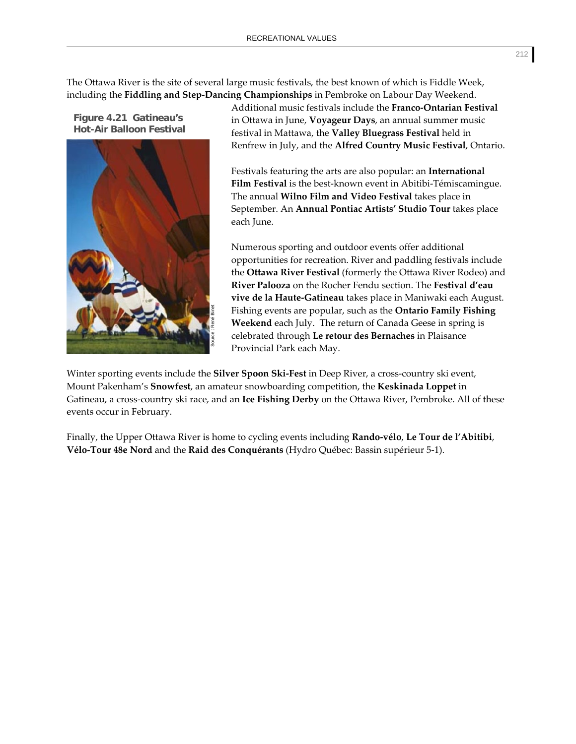The Ottawa River is the site of several large music festivals, the best known of which is Fiddle Week, including the **Fiddling and Step-Dancing Championships** in Pembroke on Labour Day Weekend. Additional music festivals include the **Franco-Ontarian Festival** in Ottawa in June, **Voyageur Days**, an annual summer music festival in Mattawa, the **Valley Bluegrass Festival** held in Renfrew in July, and the **Alfred Country Music Festival**, Ontario.

**Figure 4.21 Gatineau's Hot-Air Balloon Festival**

Source : René Binet

Festivals featuring the arts are also popular: an **International Film Festival** is the best-known event in Abitibi-Témiscamingue. The annual **Wilno Film and Video Festival** takes place in September. An **Annual Pontiac Artists' Studio Tour** takes place each June.

Numerous sporting and outdoor events offer additional opportunities for recreation. River and paddling festivals include the **Ottawa River Festival** (formerly the Ottawa River Rodeo) and **River Palooza** on the Rocher Fendu section. The **Festival d'eau vive de la Haute-Gatineau** takes place in Maniwaki each August. Fishing events are popular, such as the **Ontario Family Fishing Weekend** each July. The return of Canada Geese in spring is celebrated through **Le retour des Bernaches** in Plaisance Provincial Park each May.

Winter sporting events include the **Silver Spoon Ski-Fest** in Deep River, a cross-country ski event, Mount Pakenham's **Snowfest**, an amateur snowboarding competition, the **Keskinada Loppet** in Gatineau, a cross-country ski race, and an **Ice Fishing Derby** on the Ottawa River, Pembroke. All of these events occur in February.

Finally, the Upper Ottawa River is home to cycling events including **Rando-vélo**, **Le Tour de l'Abitibi**, **Vélo-Tour 48e Nord** and the **Raid des Conquérants** (Hydro Québec: Bassin supérieur 5-1).